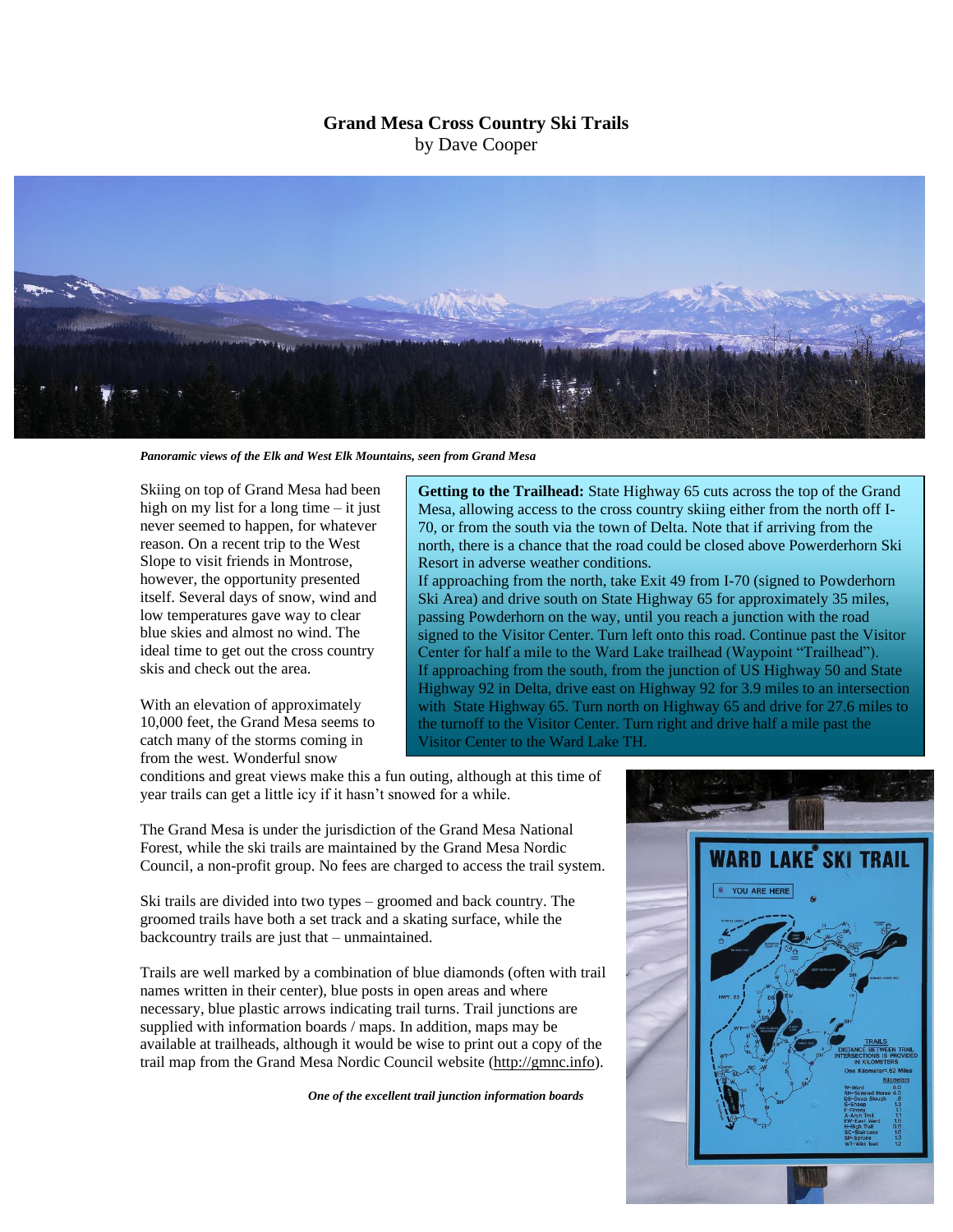# Grand Mesa Cross Country Ski Trails

by Dave Cooper

*Panoramic views of the Elk and West Elk Mountains, seen from Grand Mesa*

Skiing on top of Grand Mesa had been high on my list for a long time – it just never seemed to happen, for whatever reason. On a recent trip to the West Slope to visit friends in Montrose, however, the opportunity presented itself. Several days of snow, wind and low temperatures gave way to clear blue skies and almost no wind. The ideal time to get out the cross country skis and check out the area.

With an elevation of approximately 10,000 feet, the Grand Mesa seems to catch many of the storms coming in from the west. Wonderful snow conditions and great views make this a fun outing, although at this time of year trails can get a little icy if it hasn't snowed for a while.

**Getting to the Trailhead:** State Highway 65 cuts across the top of the Grand Mesa, allowing access to the cross country skiing either from the north off I-70, or from the south via the town of Delta. Note that if arriving from the north, there is a chance that the road could be closed above Powerderhorn Ski Resort in adverse weather conditions.
If approaching from the north, take Exit 49 from I-70 (signed to Powderhorn Ski Area) and drive south on State Highway 65 for approximately 35 miles, passing Powderhorn on the way, until you reach a junction with the road signed to the Visitor Center. Turn left onto this road. Continue past the Visitor Center for half a mile to the Ward Lake trailhead (Waypoint "Trailhead").
If approaching from the south, from the junction of US Highway 50 and State Highway 92 in Delta, drive east on Highway 92 for 3.9 miles to an intersection with State Highway 65. Turn north on Highway 65 and drive for 27.6 miles to the turnoff to the Visitor Center. Turn right and drive half a mile past the Visitor Center to the Ward Lake TH.

The Grand Mesa is under the jurisdiction of the Grand Mesa National Forest, while the ski trails are maintained by the Grand Mesa Nordic Council, a non-profit group. No fees are charged to access the trail system.

Ski trails are divided into two types – groomed and back country. The groomed trails have both a set track and a skating surface, while the backcountry trails are just that – unmaintained.

Trails are well marked by a combination of blue diamonds (often with trail names written in their center), blue posts in open areas and where necessary, blue plastic arrows indicating trail turns. Trail junctions are supplied with information boards / maps. In addition, maps may be available at trailheads, although it would be wise to print out a copy of the trail map from the Grand Mesa Nordic Council website (http://gmnc.info).

*One of the excellent trail junction information boards*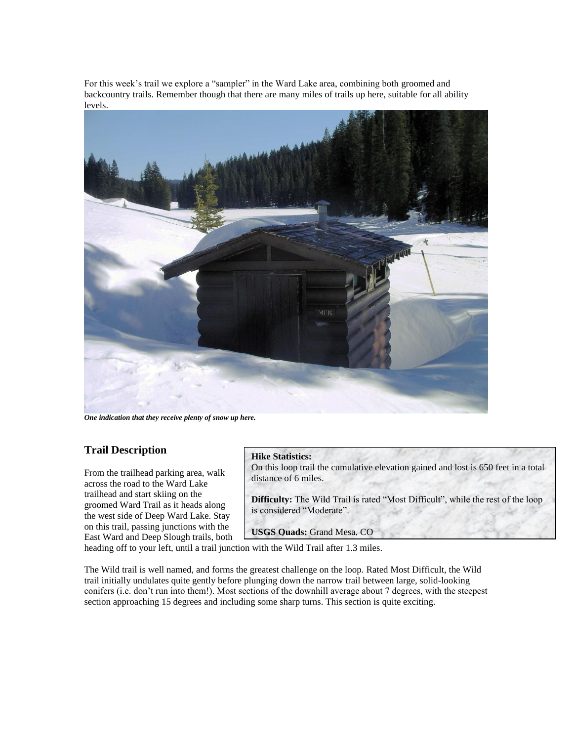For this week's trail we explore a "sampler" in the Ward Lake area, combining both groomed and backcountry trails. Remember though that there are many miles of trails up here, suitable for all ability levels.

***One indication that they receive plenty of snow up here.***

## Trail Description

**Hike Statistics:**
On this loop trail the cumulative elevation gained and lost is 650 feet in a total distance of 6 miles.

**Difficulty:** The Wild Trail is rated "Most Difficult", while the rest of the loop is considered "Moderate".

**USGS Quads:** Grand Mesa, CO

From the trailhead parking area, walk across the road to the Ward Lake trailhead and start skiing on the groomed Ward Trail as it heads along the west side of Deep Ward Lake. Stay on this trail, passing junctions with the East Ward and Deep Slough trails, both heading off to your left, until a trail junction with the Wild Trail after 1.3 miles.

The Wild trail is well named, and forms the greatest challenge on the loop. Rated Most Difficult, the Wild trail initially undulates quite gently before plunging down the narrow trail between large, solid-looking conifers (i.e. don't run into them!). Most sections of the downhill average about 7 degrees, with the steepest section approaching 15 degrees and including some sharp turns. This section is quite exciting.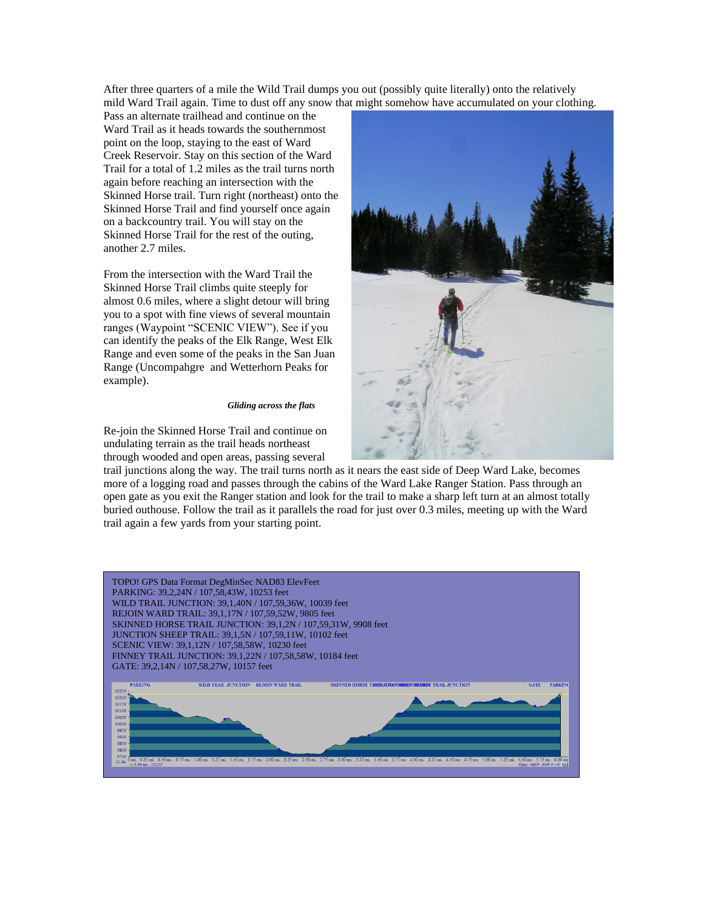After three quarters of a mile the Wild Trail dumps you out (possibly quite literally) onto the relatively mild Ward Trail again. Time to dust off any snow that might somehow have accumulated on your clothing. Pass an alternate trailhead and continue on the Ward Trail as it heads towards the southernmost point on the loop, staying to the east of Ward Creek Reservoir. Stay on this section of the Ward Trail for a total of 1.2 miles as the trail turns north again before reaching an intersection with the Skinned Horse trail. Turn right (northeast) onto the Skinned Horse Trail and find yourself once again on a backcountry trail. You will stay on the Skinned Horse Trail for the rest of the outing, another 2.7 miles.

From the intersection with the Ward Trail the Skinned Horse Trail climbs quite steeply for almost 0.6 miles, where a slight detour will bring you to a spot with fine views of several mountain ranges (Waypoint "SCENIC VIEW"). See if you can identify the peaks of the Elk Range, West Elk Range and even some of the peaks in the San Juan Range (Uncompahgre and Wetterhorn Peaks for example).

***Gliding across the flats***

Re-join the Skinned Horse Trail and continue on undulating terrain as the trail heads northeast through wooded and open areas, passing several trail junctions along the way. The trail turns north as it nears the east side of Deep Ward Lake, becomes more of a logging road and passes through the cabins of the Ward Lake Ranger Station. Pass through an open gate as you exit the Ranger station and look for the trail to make a sharp left turn at an almost totally buried outhouse. Follow the trail as it parallels the road for just over 0.3 miles, meeting up with the Ward trail again a few yards from your starting point.

TOPO! GPS Data Format DegMinSec NAD83 ElevFeet
PARKING: 39,2,24N / 107,58,43W, 10253 feet
WILD TRAIL JUNCTION: 39,1,40N / 107,59,36W, 10039 feet
REJOIN WARD TRAIL: 39,1,17N / 107,59,52W, 9805 feet
SKINNED HORSE TRAIL JUNCTION: 39,1,2N / 107,59,31W, 9908 feet
JUNCTION SHEEP TRAIL: 39,1,5N / 107,59,11W, 10102 feet
SCENIC VIEW: 39,1,12N / 107,58,58W, 10230 feet
FINNEY TRAIL JUNCTION: 39,1,22N / 107,58,58W, 10184 feet
GATE: 39,2,14N / 107,58,27W, 10157 feet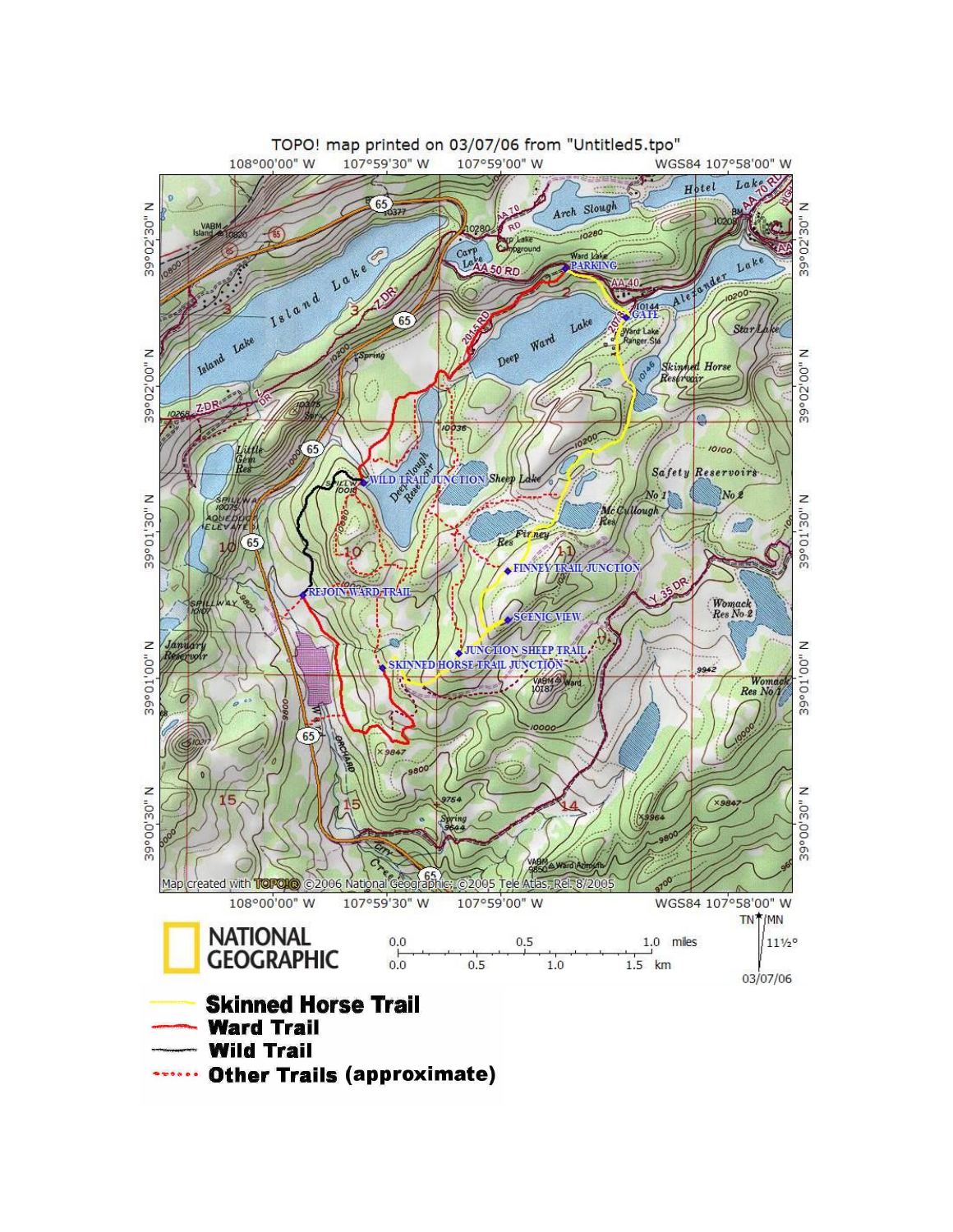TOPO! map printed on 03/07/06 from "Untitled5.tpo"

Map created with TOPO!® ©2006 National Geographic; ©2005 Tele Atlas, Rel. 8/2005

NATIONAL GEOGRAPHIC

**Skinned Horse Trail**

**Ward Trail**

**Wild Trail**

**Other Trails (approximate)**